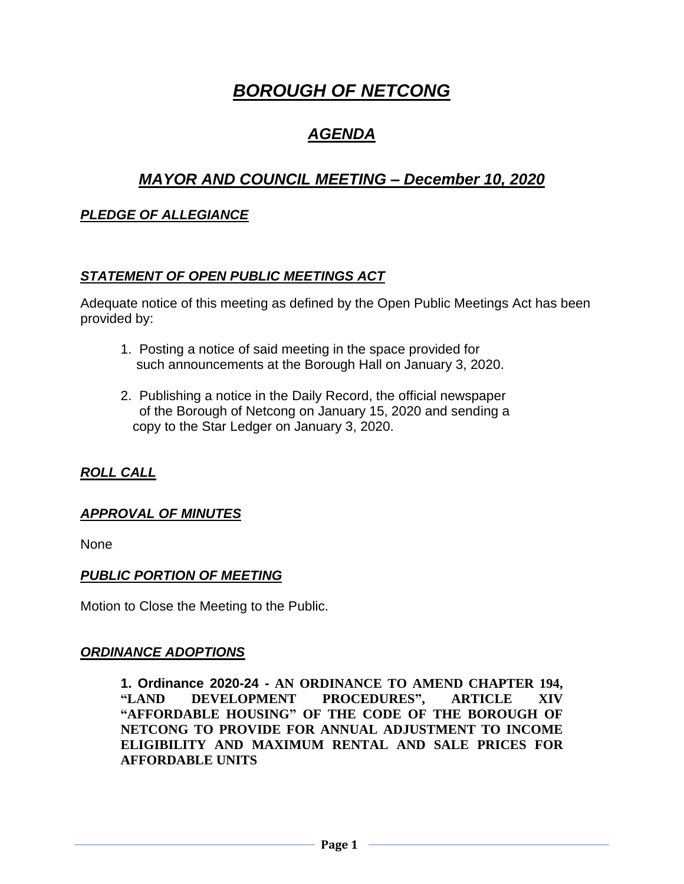# ***BOROUGH OF NETCONG***

## ***AGENDA***

## ***MAYOR AND COUNCIL MEETING – December 10, 2020***

### ***PLEDGE OF ALLEGIANCE***

### ***STATEMENT OF OPEN PUBLIC MEETINGS ACT***

Adequate notice of this meeting as defined by the Open Public Meetings Act has been provided by:

1. Posting a notice of said meeting in the space provided for such announcements at the Borough Hall on January 3, 2020.

2. Publishing a notice in the Daily Record, the official newspaper of the Borough of Netcong on January 15, 2020 and sending a copy to the Star Ledger on January 3, 2020.

### ***ROLL CALL***

### ***APPROVAL OF MINUTES***

None

### ***PUBLIC PORTION OF MEETING***

Motion to Close the Meeting to the Public.

### ***ORDINANCE ADOPTIONS***

**1. Ordinance 2020-24 - AN ORDINANCE TO AMEND CHAPTER 194, "LAND DEVELOPMENT PROCEDURES", ARTICLE XIV "AFFORDABLE HOUSING" OF THE CODE OF THE BOROUGH OF NETCONG TO PROVIDE FOR ANNUAL ADJUSTMENT TO INCOME ELIGIBILITY AND MAXIMUM RENTAL AND SALE PRICES FOR AFFORDABLE UNITS**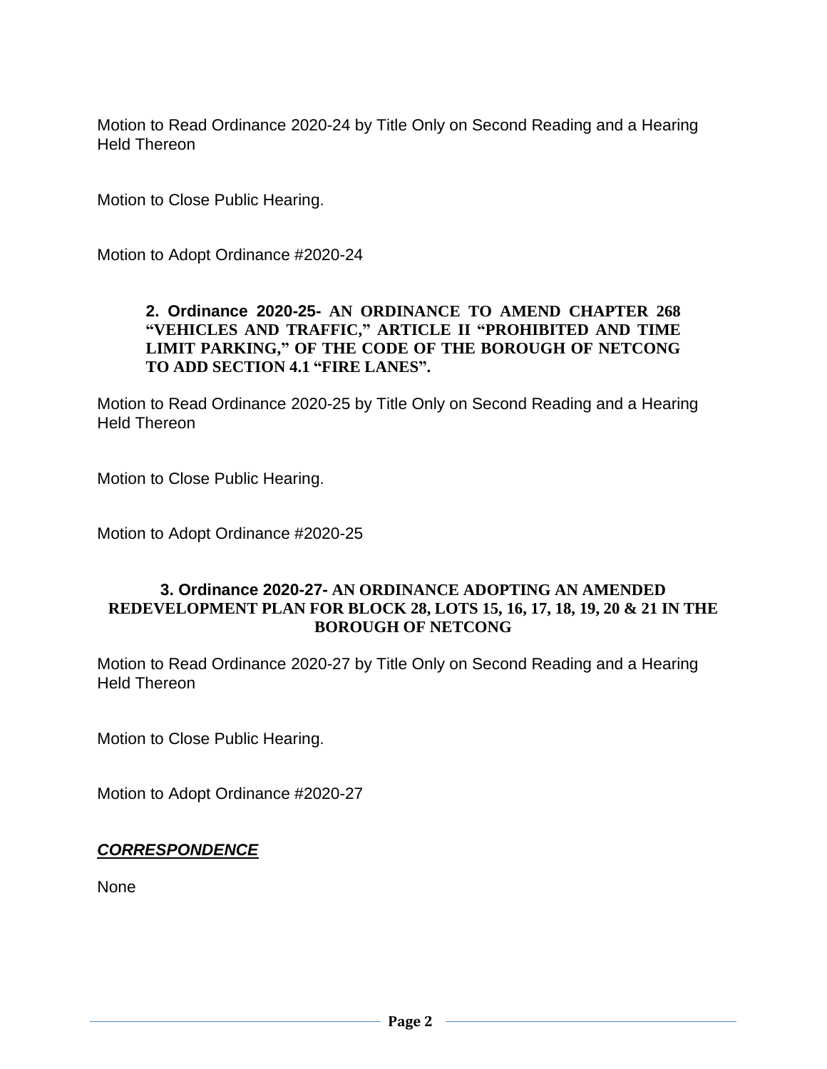Motion to Read Ordinance 2020-24 by Title Only on Second Reading and a Hearing Held Thereon

Motion to Close Public Hearing.

Motion to Adopt Ordinance #2020-24

**2. Ordinance 2020-25- AN ORDINANCE TO AMEND CHAPTER 268 "VEHICLES AND TRAFFIC," ARTICLE II "PROHIBITED AND TIME LIMIT PARKING," OF THE CODE OF THE BOROUGH OF NETCONG TO ADD SECTION 4.1 "FIRE LANES".**

Motion to Read Ordinance 2020-25 by Title Only on Second Reading and a Hearing Held Thereon

Motion to Close Public Hearing.

Motion to Adopt Ordinance #2020-25

**3. Ordinance 2020-27- AN ORDINANCE ADOPTING AN AMENDED REDEVELOPMENT PLAN FOR BLOCK 28, LOTS 15, 16, 17, 18, 19, 20 & 21 IN THE BOROUGH OF NETCONG**

Motion to Read Ordinance 2020-27 by Title Only on Second Reading and a Hearing Held Thereon

Motion to Close Public Hearing.

Motion to Adopt Ordinance #2020-27

***CORRESPONDENCE***

None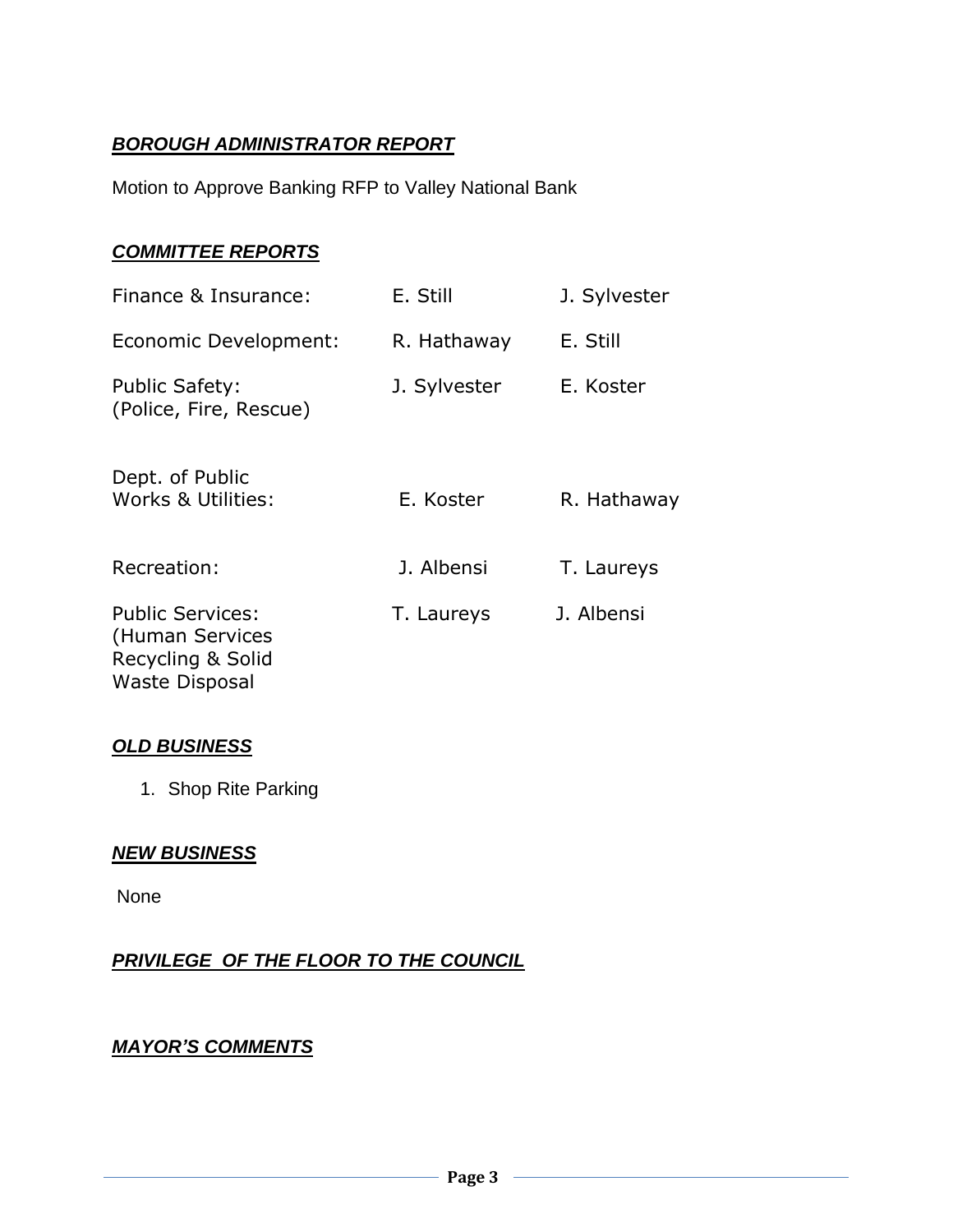## ***BOROUGH ADMINISTRATOR REPORT***

Motion to Approve Banking RFP to Valley National Bank

## ***COMMITTEE REPORTS***

| | | |
|---|---|---|
| Finance & Insurance: | E. Still | J. Sylvester |
| Economic Development: | R. Hathaway | E. Still |
| Public Safety: (Police, Fire, Rescue) | J. Sylvester | E. Koster |
| Dept. of Public Works & Utilities: | E. Koster | R. Hathaway |
| Recreation: | J. Albensi | T. Laureys |
| Public Services: (Human Services Recycling & Solid Waste Disposal | T. Laureys | J. Albensi |

## ***OLD BUSINESS***

1. Shop Rite Parking

## ***NEW BUSINESS***

None

## ***PRIVILEGE OF THE FLOOR TO THE COUNCIL***

## ***MAYOR'S COMMENTS***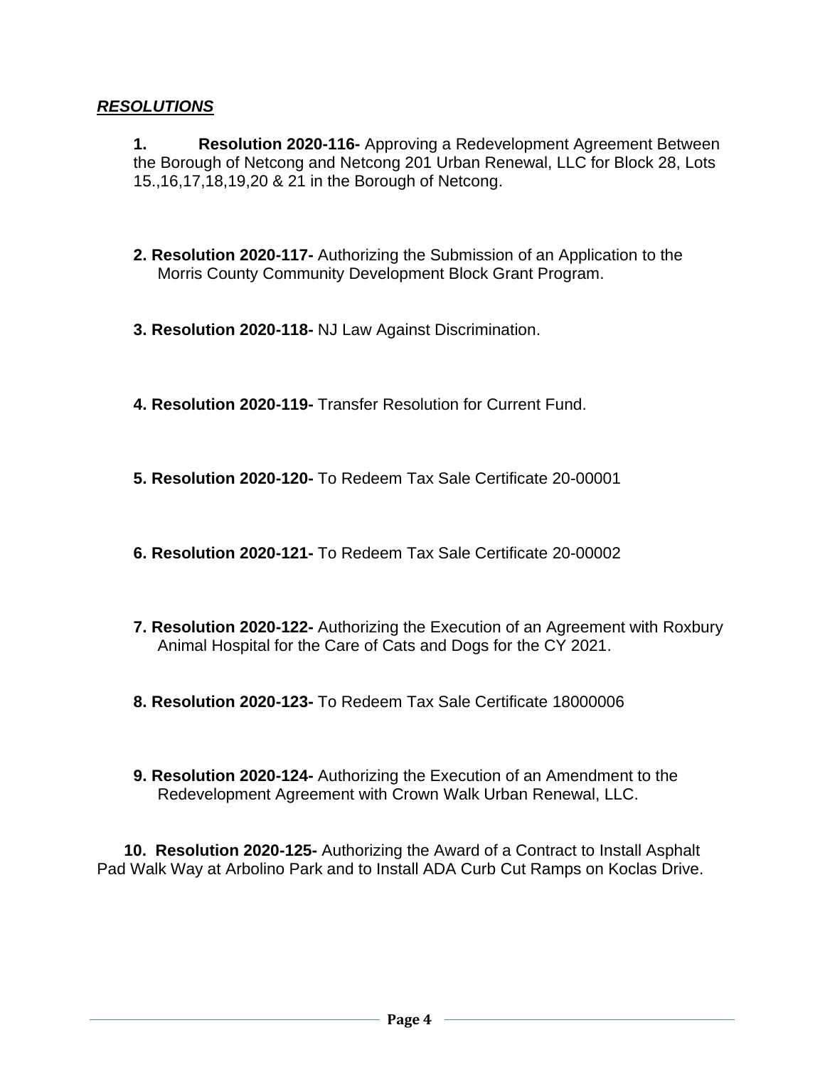***RESOLUTIONS***

1. **Resolution 2020-116-** Approving a Redevelopment Agreement Between the Borough of Netcong and Netcong 201 Urban Renewal, LLC for Block 28, Lots 15.,16,17,18,19,20 & 21 in the Borough of Netcong.

2. **Resolution 2020-117-** Authorizing the Submission of an Application to the Morris County Community Development Block Grant Program.

3. **Resolution 2020-118-** NJ Law Against Discrimination.

4. **Resolution 2020-119-** Transfer Resolution for Current Fund.

5. **Resolution 2020-120-** To Redeem Tax Sale Certificate 20-00001

6. **Resolution 2020-121-** To Redeem Tax Sale Certificate 20-00002

7. **Resolution 2020-122-** Authorizing the Execution of an Agreement with Roxbury Animal Hospital for the Care of Cats and Dogs for the CY 2021.

8. **Resolution 2020-123-** To Redeem Tax Sale Certificate 18000006

9. **Resolution 2020-124-** Authorizing the Execution of an Amendment to the Redevelopment Agreement with Crown Walk Urban Renewal, LLC.

10. **Resolution 2020-125-** Authorizing the Award of a Contract to Install Asphalt Pad Walk Way at Arbolino Park and to Install ADA Curb Cut Ramps on Koclas Drive.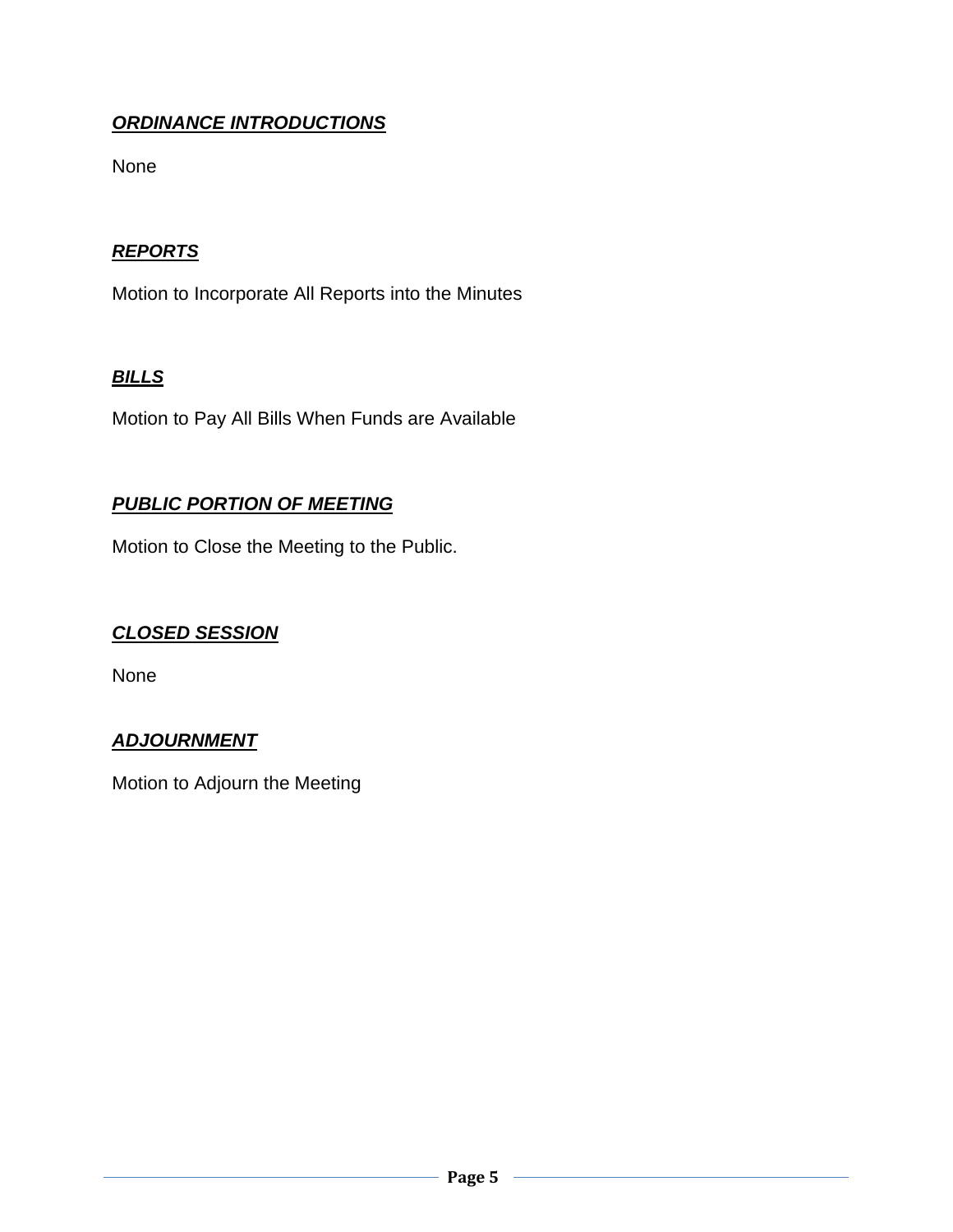***ORDINANCE INTRODUCTIONS***

None

***REPORTS***

Motion to Incorporate All Reports into the Minutes

***BILLS***

Motion to Pay All Bills When Funds are Available

***PUBLIC PORTION OF MEETING***

Motion to Close the Meeting to the Public.

***CLOSED SESSION***

None

***ADJOURNMENT***

Motion to Adjourn the Meeting